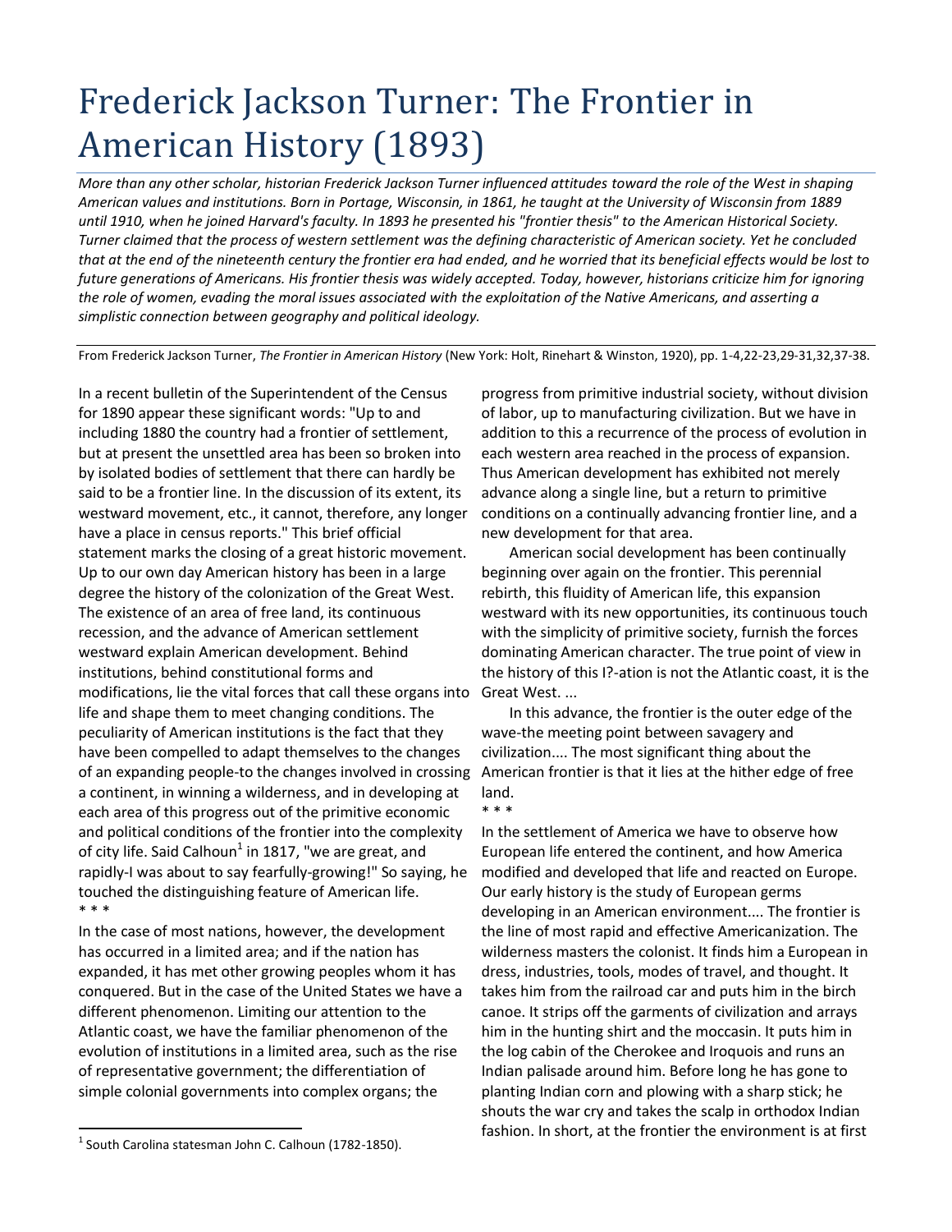# Frederick Jackson Turner: The Frontier in American History (1893)

*More than any other scholar, historian Frederick Jackson Turner influenced attitudes toward the role of the West in shaping American values and institutions. Born in Portage, Wisconsin, in 1861, he taught at the University of Wisconsin from 1889 until 1910, when he joined Harvard's faculty. In 1893 he presented his "frontier thesis" to the American Historical Society. Turner claimed that the process of western settlement was the defining characteristic of American society. Yet he concluded that at the end of the nineteenth century the frontier era had ended, and he worried that its beneficial effects would be lost to future generations of Americans. His frontier thesis was widely accepted. Today, however, historians criticize him for ignoring the role of women, evading the moral issues associated with the exploitation of the Native Americans, and asserting a simplistic connection between geography and political ideology.*

From Frederick Jackson Turner, *The Frontier in American History* (New York: Holt, Rinehart & Winston, 1920), pp. 1-4,22-23,29-31,32,37-38.

In a recent bulletin of the Superintendent of the Census for 1890 appear these significant words: "Up to and including 1880 the country had a frontier of settlement, but at present the unsettled area has been so broken into by isolated bodies of settlement that there can hardly be said to be a frontier line. In the discussion of its extent, its westward movement, etc., it cannot, therefore, any longer have a place in census reports." This brief official statement marks the closing of a great historic movement. Up to our own day American history has been in a large degree the history of the colonization of the Great West. The existence of an area of free land, its continuous recession, and the advance of American settlement westward explain American development. Behind institutions, behind constitutional forms and modifications, lie the vital forces that call these organs into life and shape them to meet changing conditions. The peculiarity of American institutions is the fact that they have been compelled to adapt themselves to the changes of an expanding people-to the changes involved in crossing a continent, in winning a wilderness, and in developing at each area of this progress out of the primitive economic and political conditions of the frontier into the complexity of city life. Said Calhoun[1] in 1817, "we are great, and rapidly-I was about to say fearfully-growing!" So saying, he touched the distinguishing feature of American life.

\* \* \*

In the case of most nations, however, the development has occurred in a limited area; and if the nation has expanded, it has met other growing peoples whom it has conquered. But in the case of the United States we have a different phenomenon. Limiting our attention to the Atlantic coast, we have the familiar phenomenon of the evolution of institutions in a limited area, such as the rise of representative government; the differentiation of simple colonial governments into complex organs; the progress from primitive industrial society, without division of labor, up to manufacturing civilization. But we have in addition to this a recurrence of the process of evolution in each western area reached in the process of expansion. Thus American development has exhibited not merely advance along a single line, but a return to primitive conditions on a continually advancing frontier line, and a new development for that area.

American social development has been continually beginning over again on the frontier. This perennial rebirth, this fluidity of American life, this expansion westward with its new opportunities, its continuous touch with the simplicity of primitive society, furnish the forces dominating American character. The true point of view in the history of this I?-ation is not the Atlantic coast, it is the Great West. ...

In this advance, the frontier is the outer edge of the wave-the meeting point between savagery and civilization.... The most significant thing about the American frontier is that it lies at the hither edge of free land.

\* \* \*

In the settlement of America we have to observe how European life entered the continent, and how America modified and developed that life and reacted on Europe. Our early history is the study of European germs developing in an American environment.... The frontier is the line of most rapid and effective Americanization. The wilderness masters the colonist. It finds him a European in dress, industries, tools, modes of travel, and thought. It takes him from the railroad car and puts him in the birch canoe. It strips off the garments of civilization and arrays him in the hunting shirt and the moccasin. It puts him in the log cabin of the Cherokee and Iroquois and runs an Indian palisade around him. Before long he has gone to planting Indian corn and plowing with a sharp stick; he shouts the war cry and takes the scalp in orthodox Indian fashion. In short, at the frontier the environment is at first

[1] South Carolina statesman John C. Calhoun (1782-1850).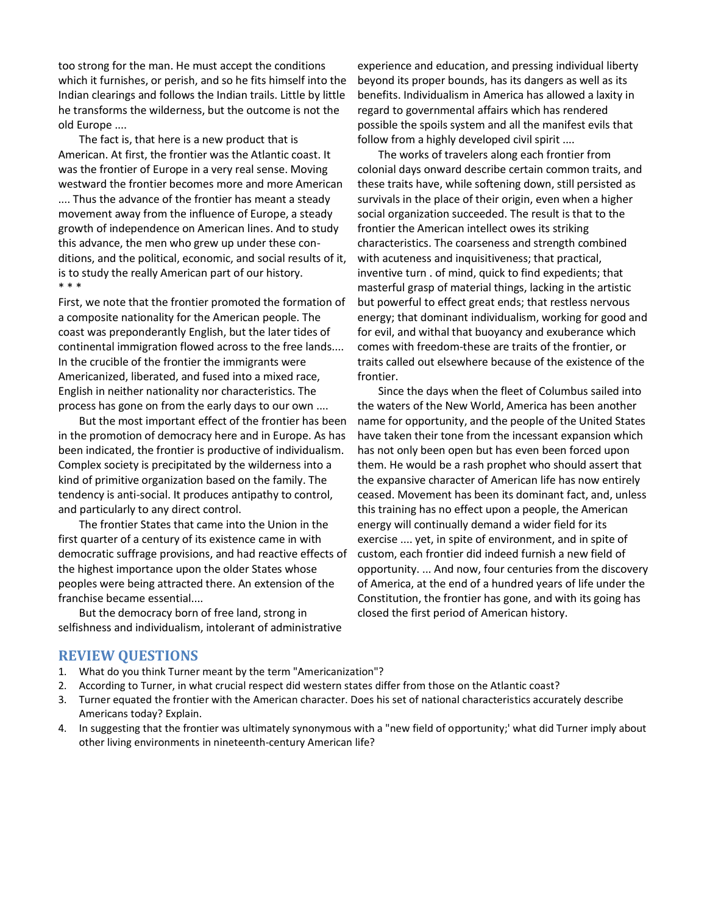too strong for the man. He must accept the conditions which it furnishes, or perish, and so he fits himself into the Indian clearings and follows the Indian trails. Little by little he transforms the wilderness, but the outcome is not the old Europe ....

The fact is, that here is a new product that is American. At first, the frontier was the Atlantic coast. It was the frontier of Europe in a very real sense. Moving westward the frontier becomes more and more American .... Thus the advance of the frontier has meant a steady movement away from the influence of Europe, a steady growth of independence on American lines. And to study this advance, the men who grew up under these conditions, and the political, economic, and social results of it, is to study the really American part of our history.

* * *

First, we note that the frontier promoted the formation of a composite nationality for the American people. The coast was preponderantly English, but the later tides of continental immigration flowed across to the free lands.... In the crucible of the frontier the immigrants were Americanized, liberated, and fused into a mixed race, English in neither nationality nor characteristics. The process has gone on from the early days to our own ....

But the most important effect of the frontier has been in the promotion of democracy here and in Europe. As has been indicated, the frontier is productive of individualism. Complex society is precipitated by the wilderness into a kind of primitive organization based on the family. The tendency is anti-social. It produces antipathy to control, and particularly to any direct control.

The frontier States that came into the Union in the first quarter of a century of its existence came in with democratic suffrage provisions, and had reactive effects of the highest importance upon the older States whose peoples were being attracted there. An extension of the franchise became essential....

But the democracy born of free land, strong in selfishness and individualism, intolerant of administrative experience and education, and pressing individual liberty beyond its proper bounds, has its dangers as well as its benefits. Individualism in America has allowed a laxity in regard to governmental affairs which has rendered possible the spoils system and all the manifest evils that follow from a highly developed civil spirit ....

The works of travelers along each frontier from colonial days onward describe certain common traits, and these traits have, while softening down, still persisted as survivals in the place of their origin, even when a higher social organization succeeded. The result is that to the frontier the American intellect owes its striking characteristics. The coarseness and strength combined with acuteness and inquisitiveness; that practical, inventive turn . of mind, quick to find expedients; that masterful grasp of material things, lacking in the artistic but powerful to effect great ends; that restless nervous energy; that dominant individualism, working for good and for evil, and withal that buoyancy and exuberance which comes with freedom-these are traits of the frontier, or traits called out elsewhere because of the existence of the frontier.

Since the days when the fleet of Columbus sailed into the waters of the New World, America has been another name for opportunity, and the people of the United States have taken their tone from the incessant expansion which has not only been open but has even been forced upon them. He would be a rash prophet who should assert that the expansive character of American life has now entirely ceased. Movement has been its dominant fact, and, unless this training has no effect upon a people, the American energy will continually demand a wider field for its exercise .... yet, in spite of environment, and in spite of custom, each frontier did indeed furnish a new field of opportunity. ... And now, four centuries from the discovery of America, at the end of a hundred years of life under the Constitution, the frontier has gone, and with its going has closed the first period of American history.

## REVIEW QUESTIONS

1. What do you think Turner meant by the term "Americanization"?
2. According to Turner, in what crucial respect did western states differ from those on the Atlantic coast?
3. Turner equated the frontier with the American character. Does his set of national characteristics accurately describe Americans today? Explain.
4. In suggesting that the frontier was ultimately synonymous with a "new field of opportunity;' what did Turner imply about other living environments in nineteenth-century American life?